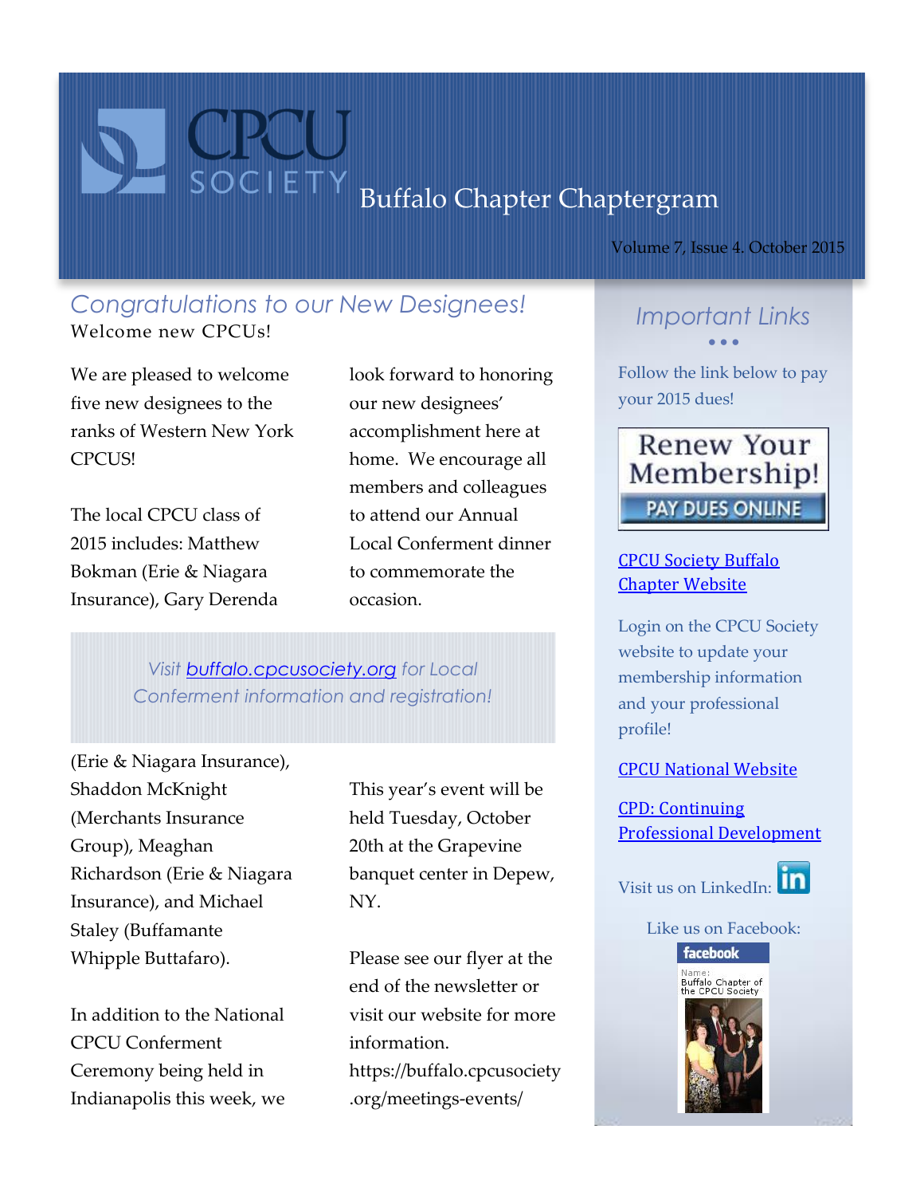# Buffalo Chapter Chaptergram

Volume 7, Issue 4. October 2015

## Congratulations to our New Designees!

Welcome new CPCUs!

We are pleased to welcome five new designees to the ranks of Western New York CPCUS!

The local CPCU class of 2015 includes: Matthew Bokman (Erie & Niagara Insurance), Gary Derenda (Erie & Niagara Insurance), Shaddon McKnight (Merchants Insurance Group), Meaghan Richardson (Erie & Niagara Insurance), and Michael Staley (Buffamante Whipple Buttafaro).

In addition to the National CPCU Conferment Ceremony being held in Indianapolis this week, we look forward to honoring our new designees' accomplishment here at home. We encourage all members and colleagues to attend our Annual Local Conferment dinner to commemorate the occasion.

This year's event will be held Tuesday, October 20th at the Grapevine banquet center in Depew, NY.

Please see our flyer at the end of the newsletter or visit our website for more information. https://buffalo.cpcusociety.org/meetings-events/

*Visit buffalo.cpcusociety.org for Local Conferment information and registration!*

## Important Links

Follow the link below to pay your 2015 dues!

**Renew Your Membership!**
**PAY DUES ONLINE**

CPCU Society Buffalo Chapter Website

Login on the CPCU Society website to update your membership information and your professional profile!

CPCU National Website

CPD: Continuing Professional Development

Visit us on LinkedIn:

Like us on Facebook:

facebook
Name: Buffalo Chapter of the CPCU Society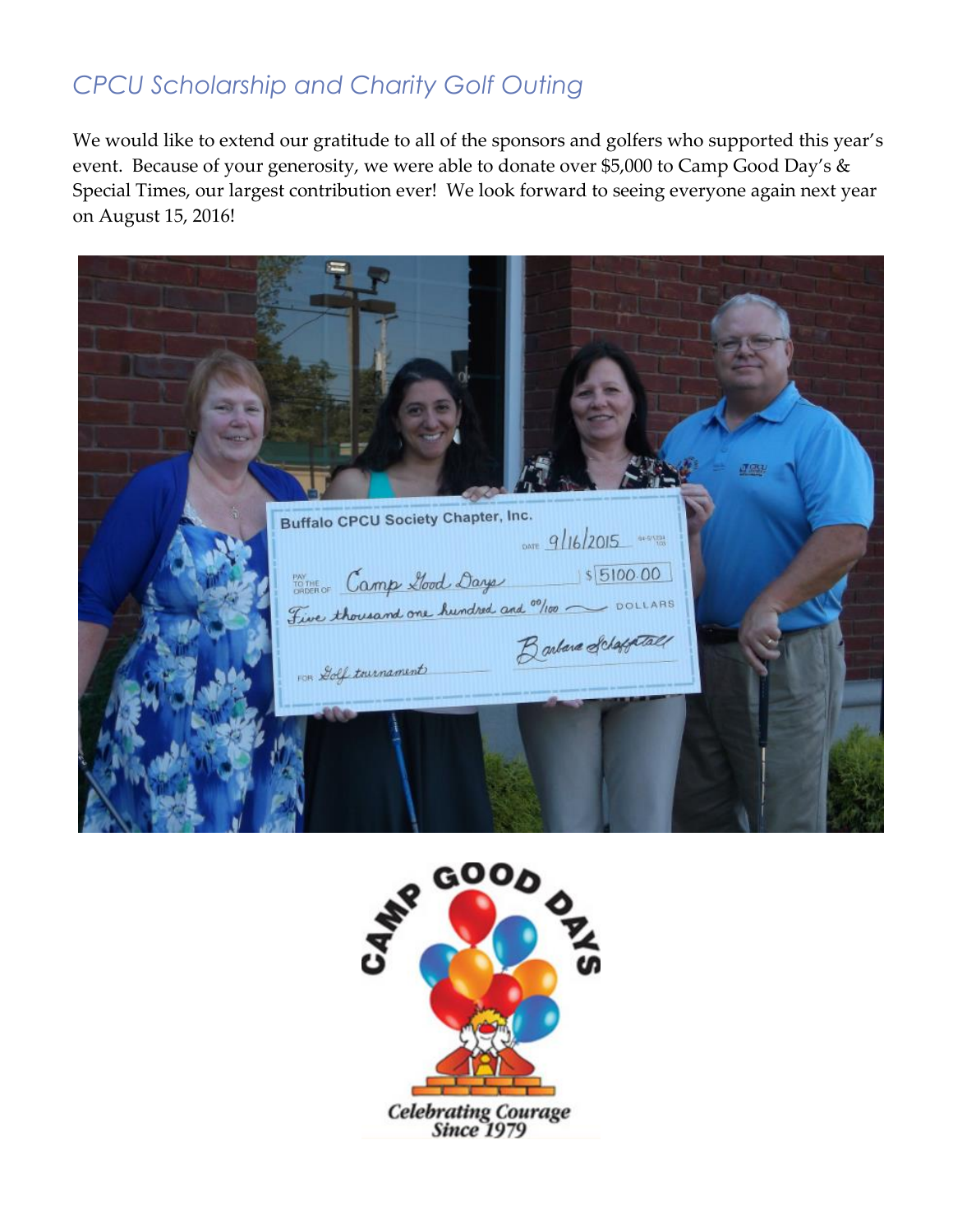## *CPCU Scholarship and Charity Golf Outing*

We would like to extend our gratitude to all of the sponsors and golfers who supported this year's event. Because of your generosity, we were able to donate over $5,000 to Camp Good Day's & Special Times, our largest contribution ever! We look forward to seeing everyone again next year on August 15, 2016!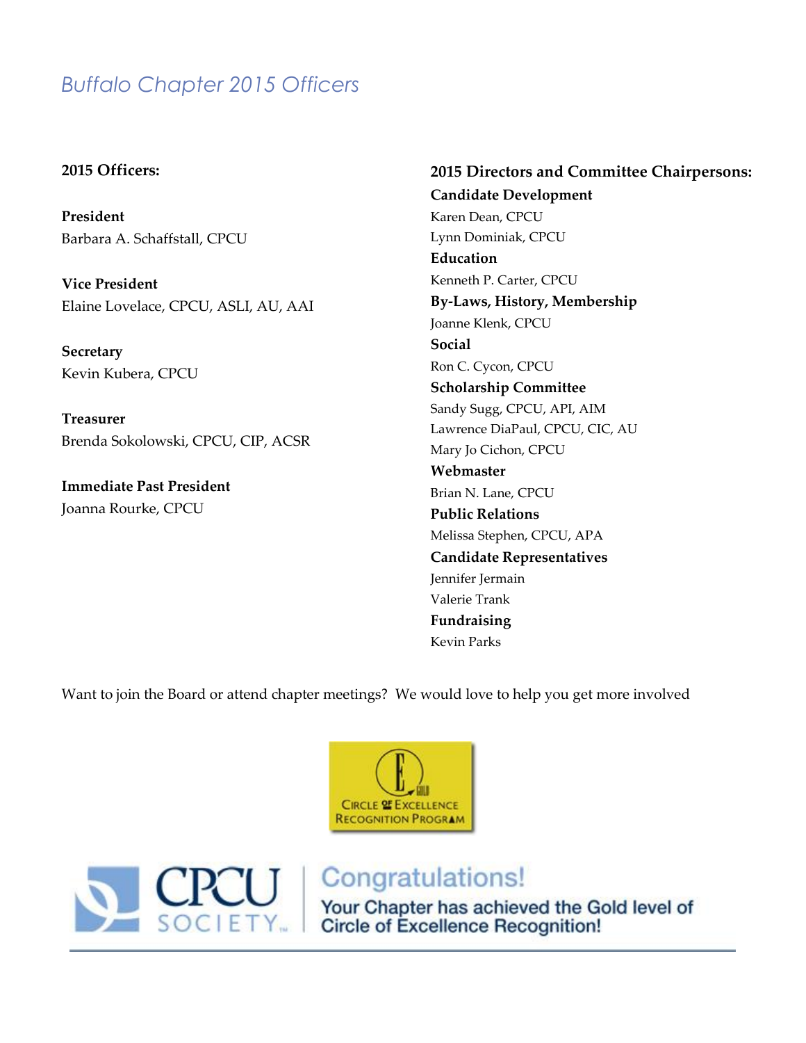# Buffalo Chapter 2015 Officers

**2015 Officers:**

**President**
Barbara A. Schaffstall, CPCU

**Vice President**
Elaine Lovelace, CPCU, ASLI, AU, AAI

**Secretary**
Kevin Kubera, CPCU

**Treasurer**
Brenda Sokolowski, CPCU, CIP, ACSR

**Immediate Past President**
Joanna Rourke, CPCU

**2015 Directors and Committee Chairpersons:**

**Candidate Development**
Karen Dean, CPCU
Lynn Dominiak, CPCU

**Education**
Kenneth P. Carter, CPCU

**By-Laws, History, Membership**
Joanne Klenk, CPCU

**Social**
Ron C. Cycon, CPCU

**Scholarship Committee**
Sandy Sugg, CPCU, API, AIM
Lawrence DiaPaul, CPCU, CIC, AU
Mary Jo Cichon, CPCU

**Webmaster**
Brian N. Lane, CPCU

**Public Relations**
Melissa Stephen, CPCU, APA

**Candidate Representatives**
Jennifer Jermain
Valerie Trank

**Fundraising**
Kevin Parks

Want to join the Board or attend chapter meetings? We would love to help you get more involved

Circle of Excellence Recognition Program

CPCU Society | Congratulations! Your Chapter has achieved the Gold level of Circle of Excellence Recognition!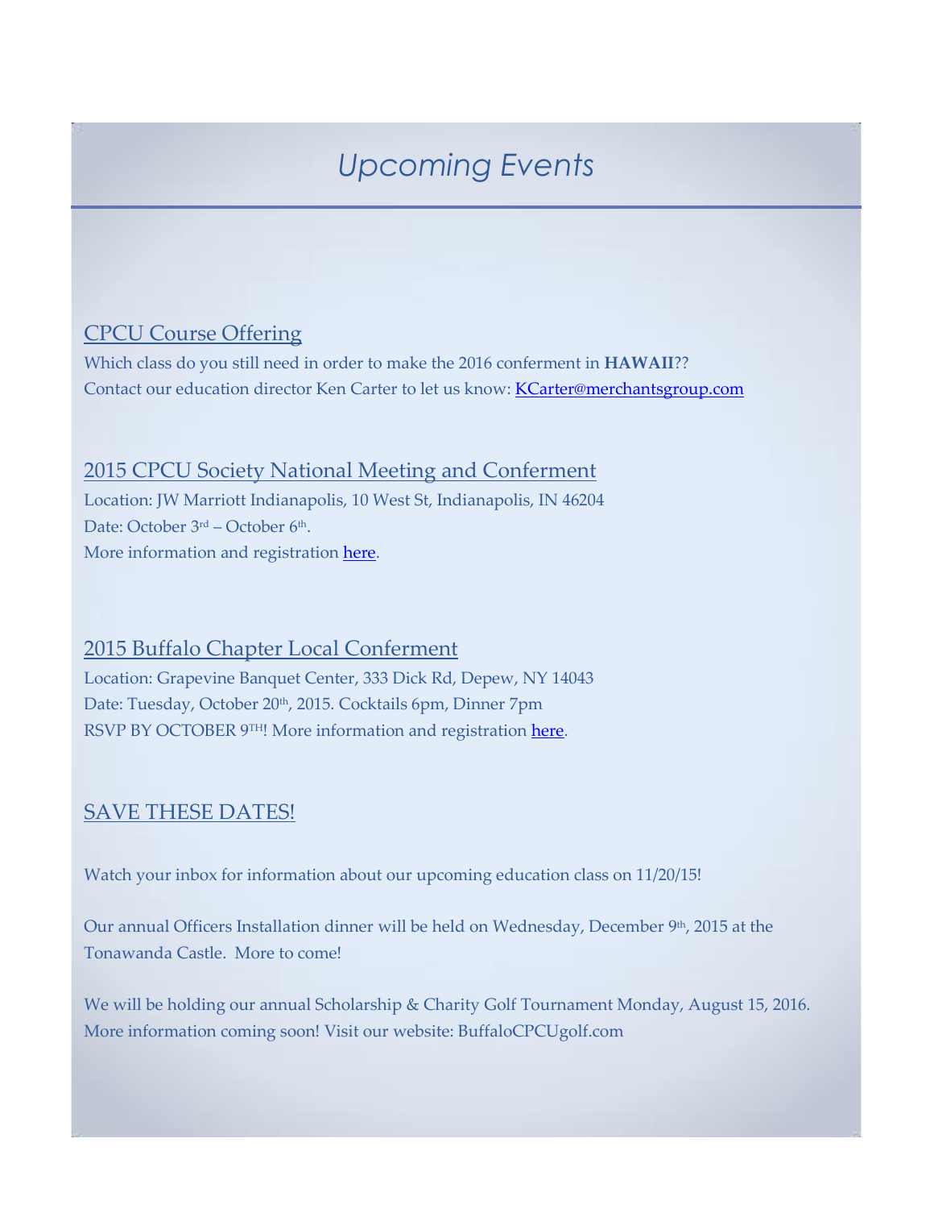# *Upcoming Events*

## CPCU Course Offering

Which class do you still need in order to make the 2016 conferment in **HAWAII**??
Contact our education director Ken Carter to let us know: KCarter@merchantsgroup.com

## 2015 CPCU Society National Meeting and Conferment

Location: JW Marriott Indianapolis, 10 West St, Indianapolis, IN 46204
Date: October 3rd – October 6th.
More information and registration here.

## 2015 Buffalo Chapter Local Conferment

Location: Grapevine Banquet Center, 333 Dick Rd, Depew, NY 14043
Date: Tuesday, October 20th, 2015. Cocktails 6pm, Dinner 7pm
RSVP BY OCTOBER 9TH! More information and registration here.

## SAVE THESE DATES!

Watch your inbox for information about our upcoming education class on 11/20/15!

Our annual Officers Installation dinner will be held on Wednesday, December 9th, 2015 at the Tonawanda Castle. More to come!

We will be holding our annual Scholarship & Charity Golf Tournament Monday, August 15, 2016. More information coming soon! Visit our website: BuffaloCPCUgolf.com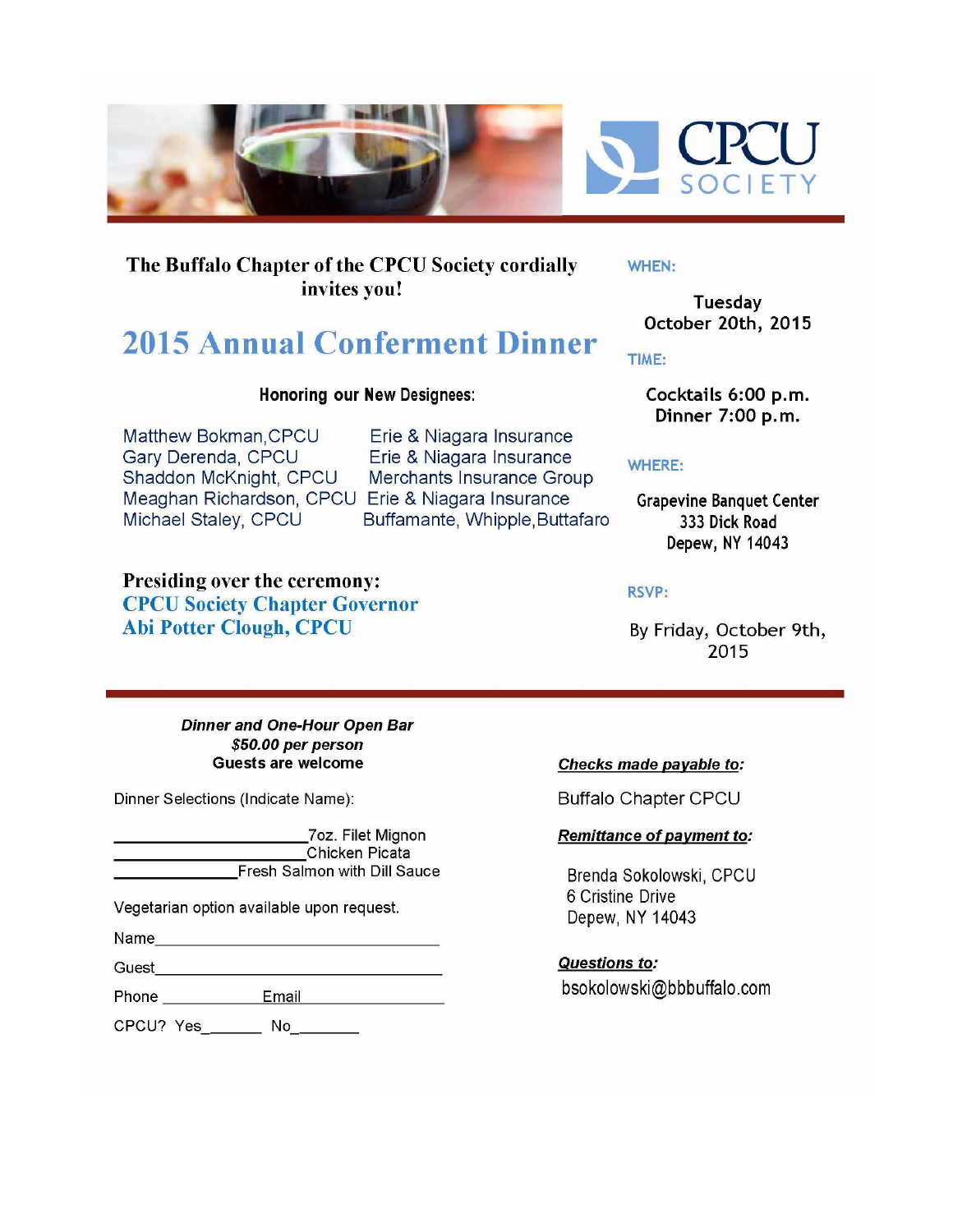CPCU SOCIETY

The Buffalo Chapter of the CPCU Society cordially invites you!

# 2015 Annual Conferment Dinner

**Honoring our New Designees:**

| | |
|---|---|
| Matthew Bokman, CPCU | Erie & Niagara Insurance |
| Gary Derenda, CPCU | Erie & Niagara Insurance |
| Shaddon McKnight, CPCU | Merchants Insurance Group |
| Meaghan Richardson, CPCU | Erie & Niagara Insurance |
| Michael Staley, CPCU | Buffamante, Whipple, Buttafaro |

**Presiding over the ceremony:**
**CPCU Society Chapter Governor**
**Abi Potter Clough, CPCU**

WHEN:

Tuesday
October 20th, 2015

TIME:

Cocktails 6:00 p.m.
Dinner 7:00 p.m.

WHERE:

Grapevine Banquet Center
333 Dick Road
Depew, NY 14043

RSVP:

By Friday, October 9th, 2015

***Dinner and One-Hour Open Bar***
***$50.00 per person***
**Guests are welcome**

Dinner Selections (Indicate Name):

______________________7oz. Filet Mignon
______________________Chicken Picata
_____________Fresh Salmon with Dill Sauce

Vegetarian option available upon request.

Name______________________________

Guest______________________________

Phone ____________ Email ______________

CPCU? Yes______ No_______

***Checks made payable to:***

Buffalo Chapter CPCU

***Remittance of payment to:***

Brenda Sokolowski, CPCU
6 Cristine Drive
Depew, NY 14043

***Questions to:***

bsokolowski@bbbuffalo.com